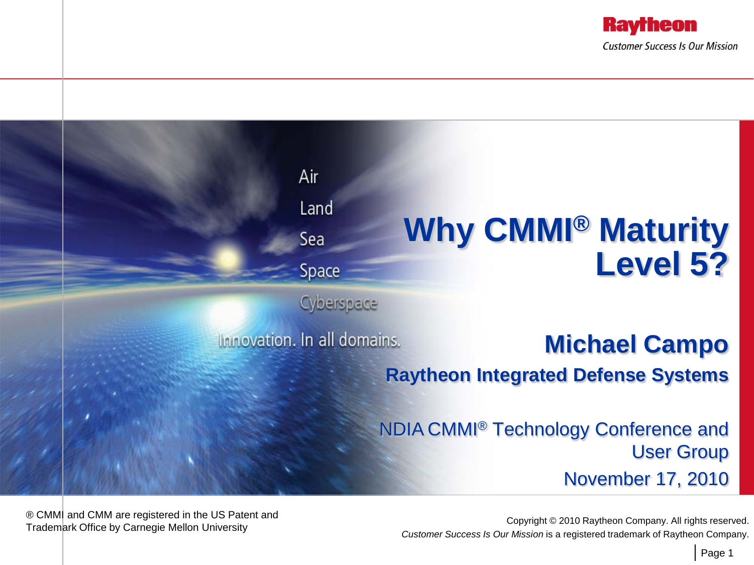# Why CMMI® Maturity Level 5?

## Michael Campo

**Raytheon Integrated Defense Systems**

NDIA CMMI® Technology Conference and User Group

November 17, 2010

Raytheon

*Customer Success Is Our Mission*

Air
Land
Sea
Space
Cyberspace

Innovation. In all domains.

® CMMI and CMM are registered in the US Patent and Trademark Office by Carnegie Mellon University

Copyright © 2010 Raytheon Company. All rights reserved.
*Customer Success Is Our Mission* is a registered trademark of Raytheon Company.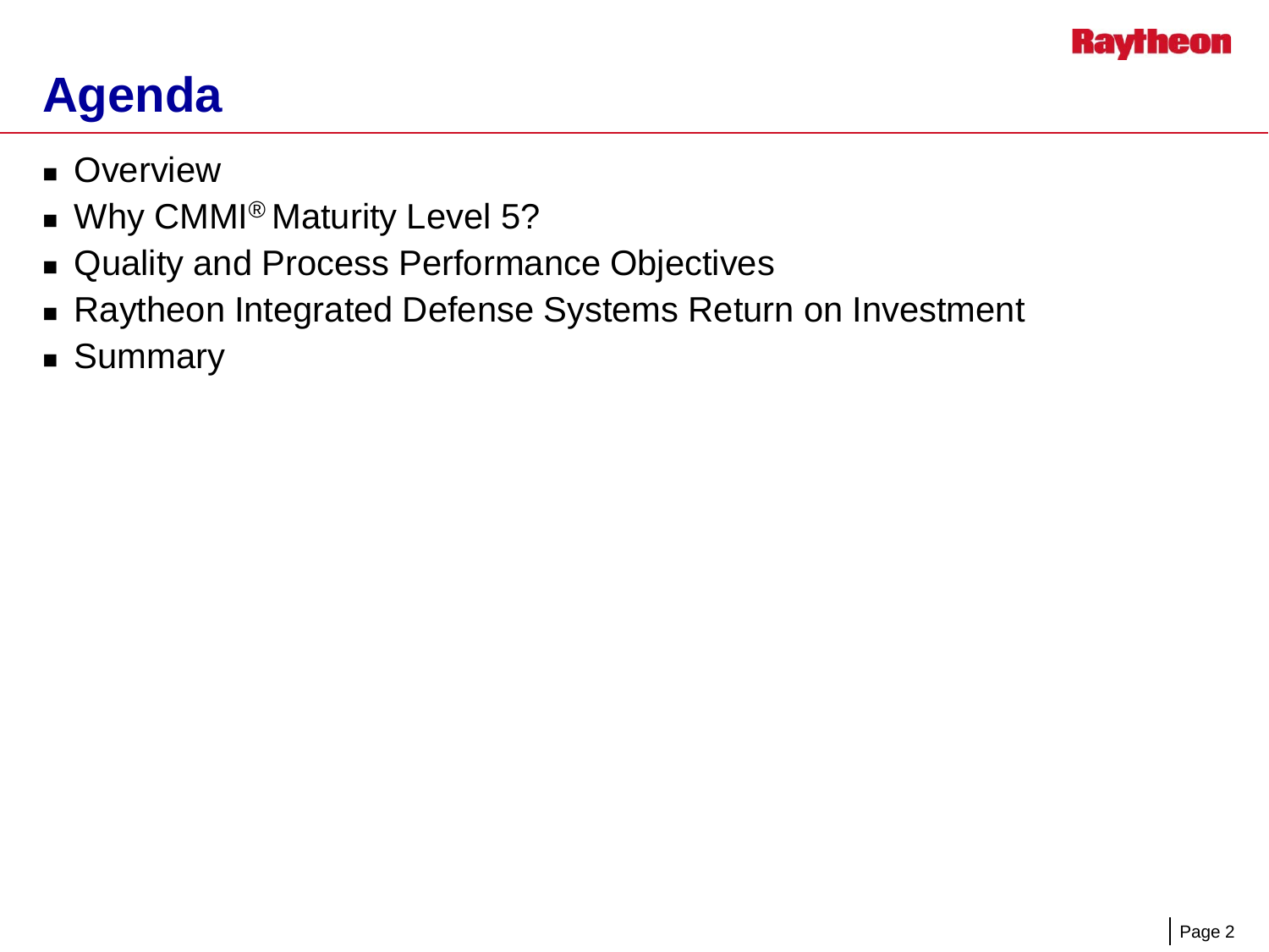# Agenda

- Overview
- Why CMMI® Maturity Level 5?
- Quality and Process Performance Objectives
- Raytheon Integrated Defense Systems Return on Investment
- Summary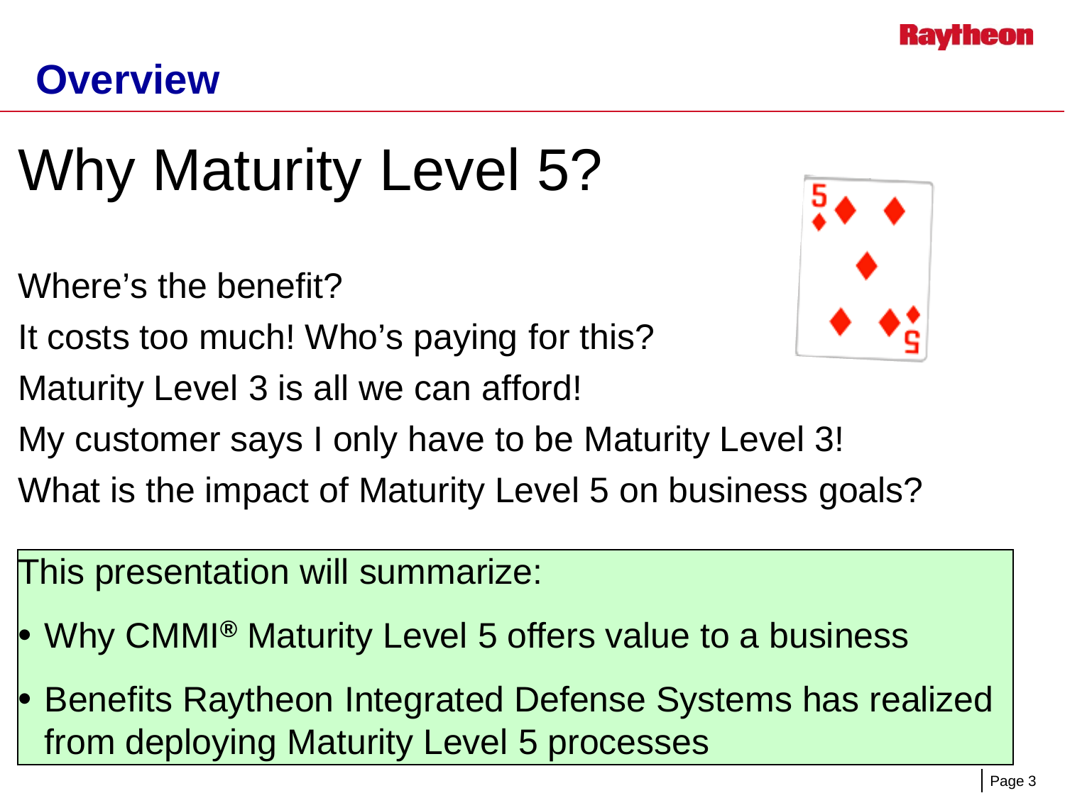# Overview

## Why Maturity Level 5?

Where's the benefit?

It costs too much! Who's paying for this?

Maturity Level 3 is all we can afford!

My customer says I only have to be Maturity Level 3!

What is the impact of Maturity Level 5 on business goals?

This presentation will summarize:

- Why CMMI® Maturity Level 5 offers value to a business
- Benefits Raytheon Integrated Defense Systems has realized from deploying Maturity Level 5 processes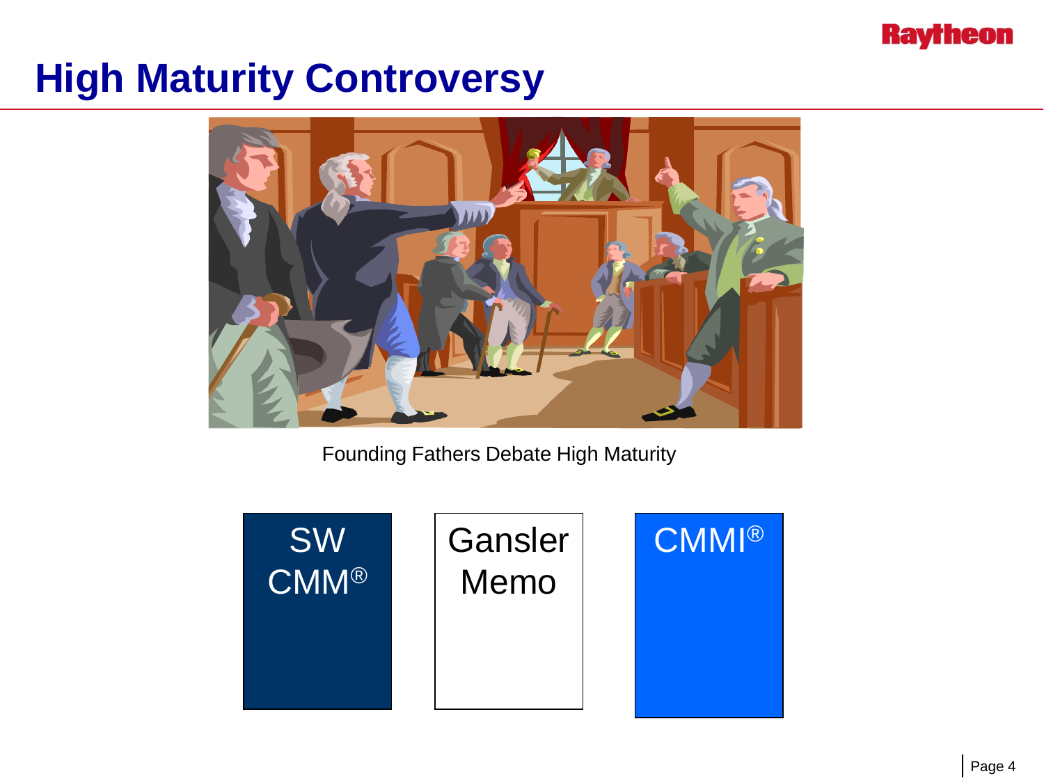# High Maturity Controversy

Founding Fathers Debate High Maturity

SW CMM®

Gansler Memo

CMMI®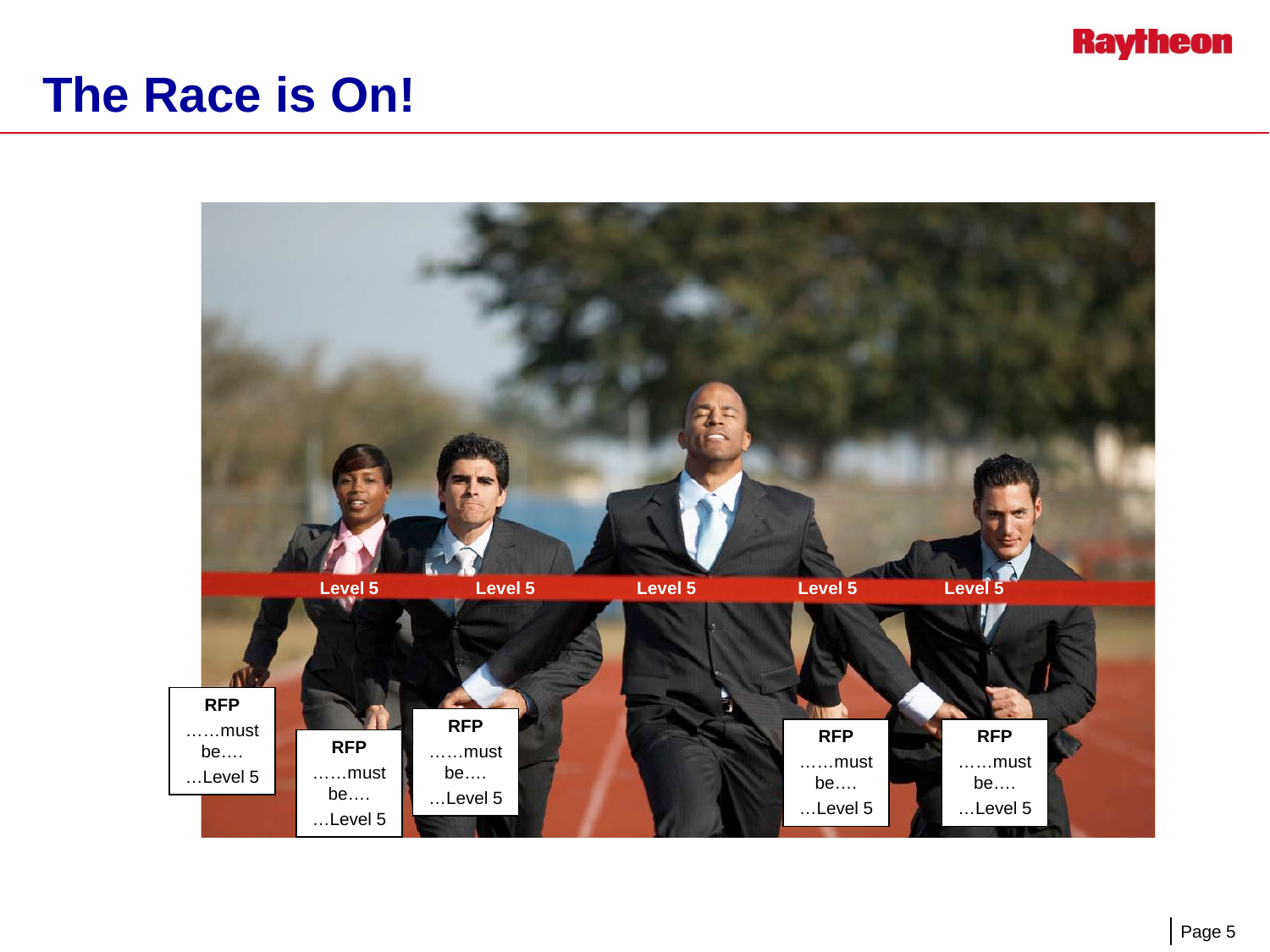# The Race is On!

Level 5 Level 5 Level 5 Level 5 Level 5

**RFP**
……must be….
…Level 5

**RFP**
……must be….
…Level 5

**RFP**
……must be….
…Level 5

**RFP**
……must be….
…Level 5

**RFP**
……must be….
…Level 5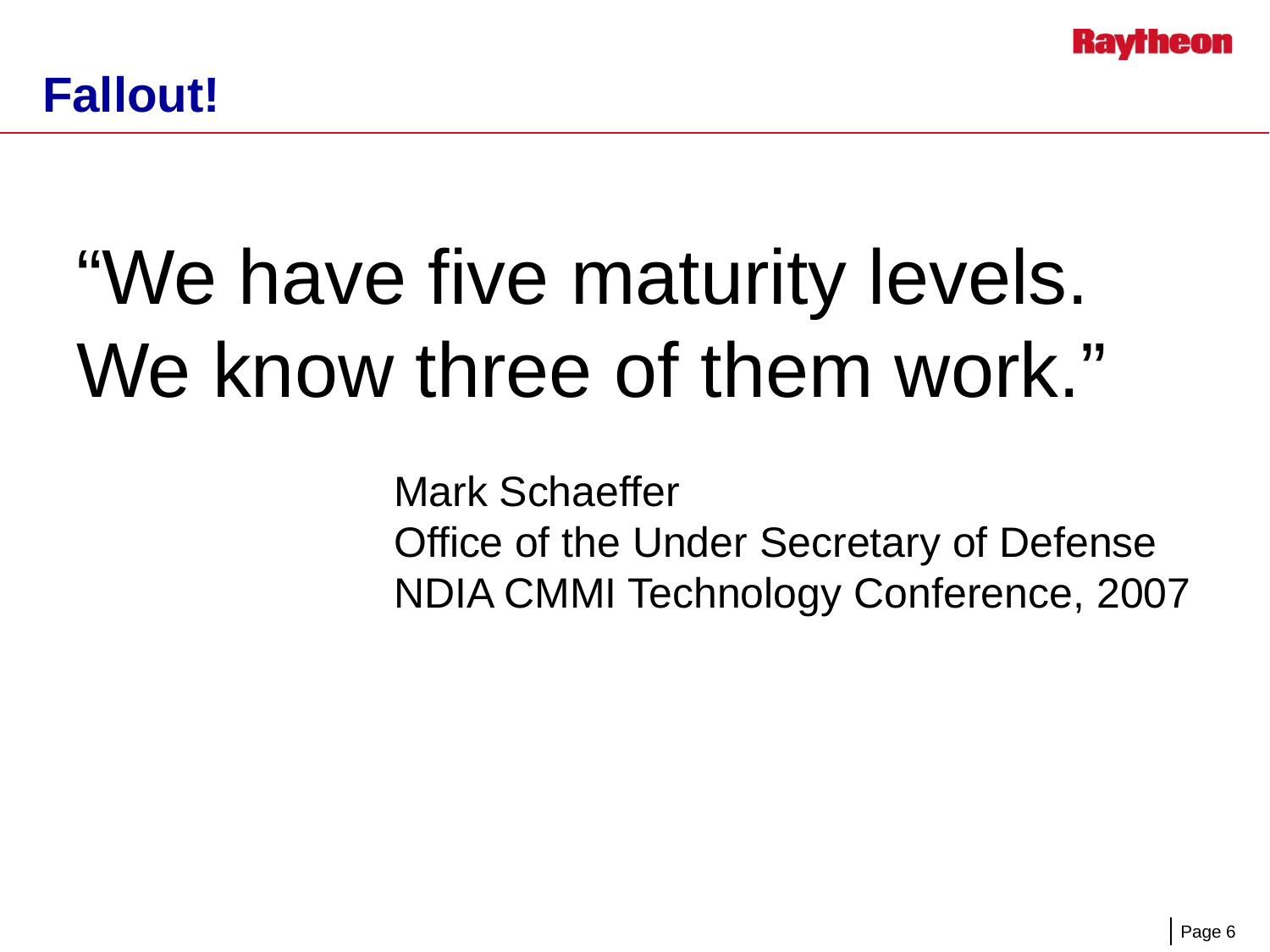# Fallout!

> “We have five maturity levels. We know three of them work.”

Mark Schaeffer
Office of the Under Secretary of Defense
NDIA CMMI Technology Conference, 2007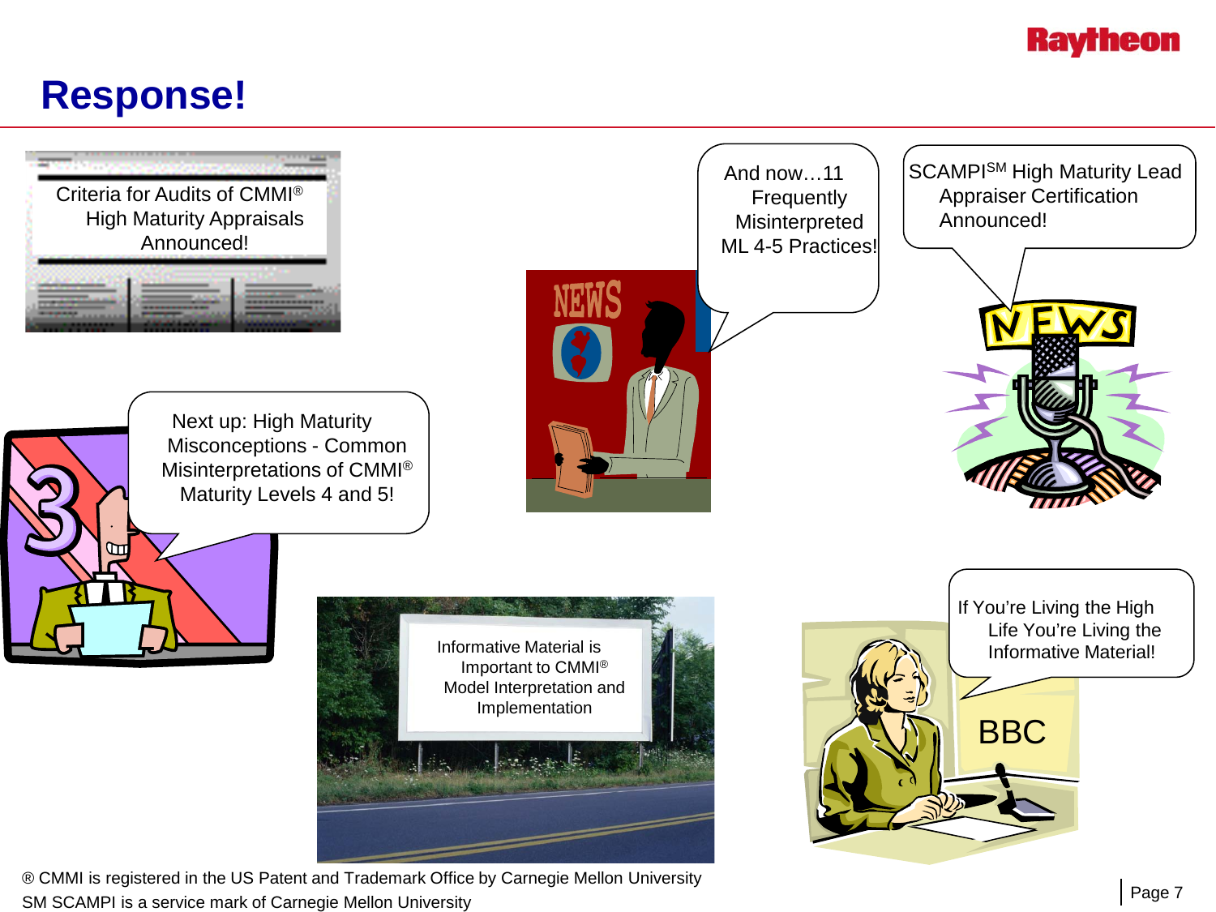# Response!

Criteria for Audits of CMMI® High Maturity Appraisals Announced!

And now…11 Frequently Misinterpreted ML 4-5 Practices!

SCAMPI℠ High Maturity Lead Appraiser Certification Announced!

Next up: High Maturity Misconceptions - Common Misinterpretations of CMMI® Maturity Levels 4 and 5!

Informative Material is Important to CMMI® Model Interpretation and Implementation

If You're Living the High Life You're Living the Informative Material!

BBC

® CMMI is registered in the US Patent and Trademark Office by Carnegie Mellon University

SM SCAMPI is a service mark of Carnegie Mellon University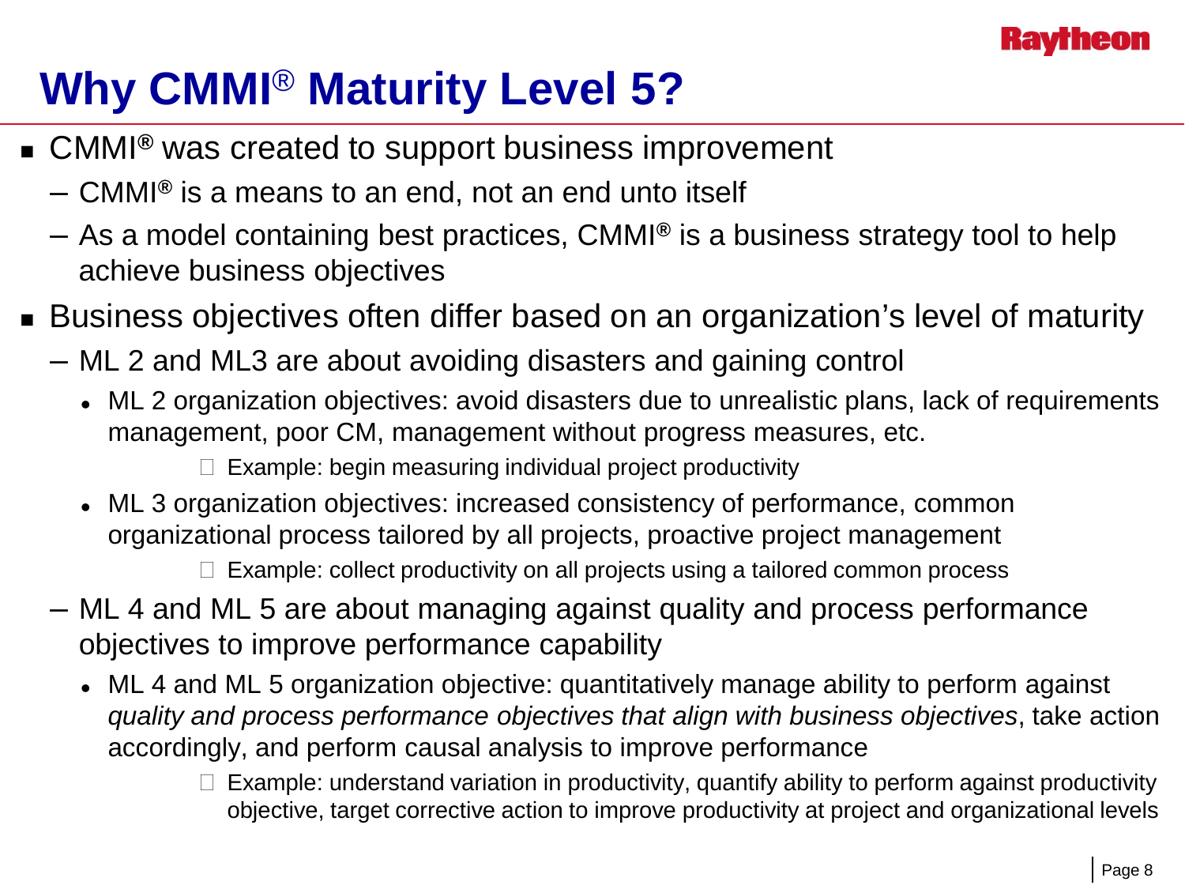# Why CMMI® Maturity Level 5?

- CMMI® was created to support business improvement
  - CMMI® is a means to an end, not an end unto itself
  - As a model containing best practices, CMMI® is a business strategy tool to help achieve business objectives
- Business objectives often differ based on an organization's level of maturity
  - ML 2 and ML3 are about avoiding disasters and gaining control
    - ML 2 organization objectives: avoid disasters due to unrealistic plans, lack of requirements management, poor CM, management without progress measures, etc.
      - Example: begin measuring individual project productivity
    - ML 3 organization objectives: increased consistency of performance, common organizational process tailored by all projects, proactive project management
      - Example: collect productivity on all projects using a tailored common process
  - ML 4 and ML 5 are about managing against quality and process performance objectives to improve performance capability
    - ML 4 and ML 5 organization objective: quantitatively manage ability to perform against *quality and process performance objectives that align with business objectives*, take action accordingly, and perform causal analysis to improve performance
      - Example: understand variation in productivity, quantify ability to perform against productivity objective, target corrective action to improve productivity at project and organizational levels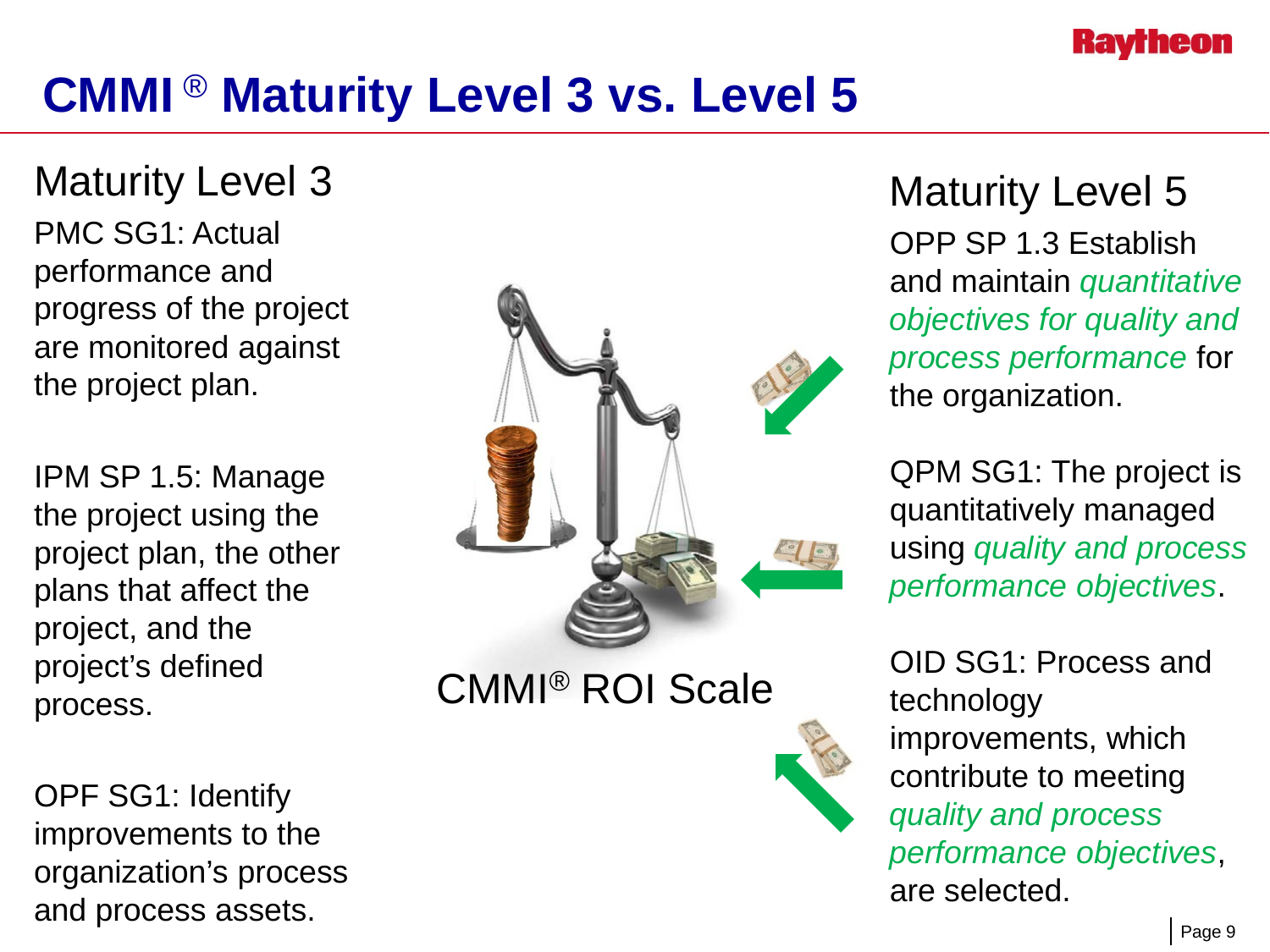# CMMI ® Maturity Level 3 vs. Level 5

## Maturity Level 3

PMC SG1: Actual performance and progress of the project are monitored against the project plan.

IPM SP 1.5: Manage the project using the project plan, the other plans that affect the project, and the project's defined process.

OPF SG1: Identify improvements to the organization's process and process assets.

CMMI® ROI Scale

## Maturity Level 5

OPP SP 1.3 Establish and maintain *quantitative objectives for quality and process performance* for the organization.

QPM SG1: The project is quantitatively managed using *quality and process performance objectives*.

OID SG1: Process and technology improvements, which contribute to meeting *quality and process performance objectives*, are selected.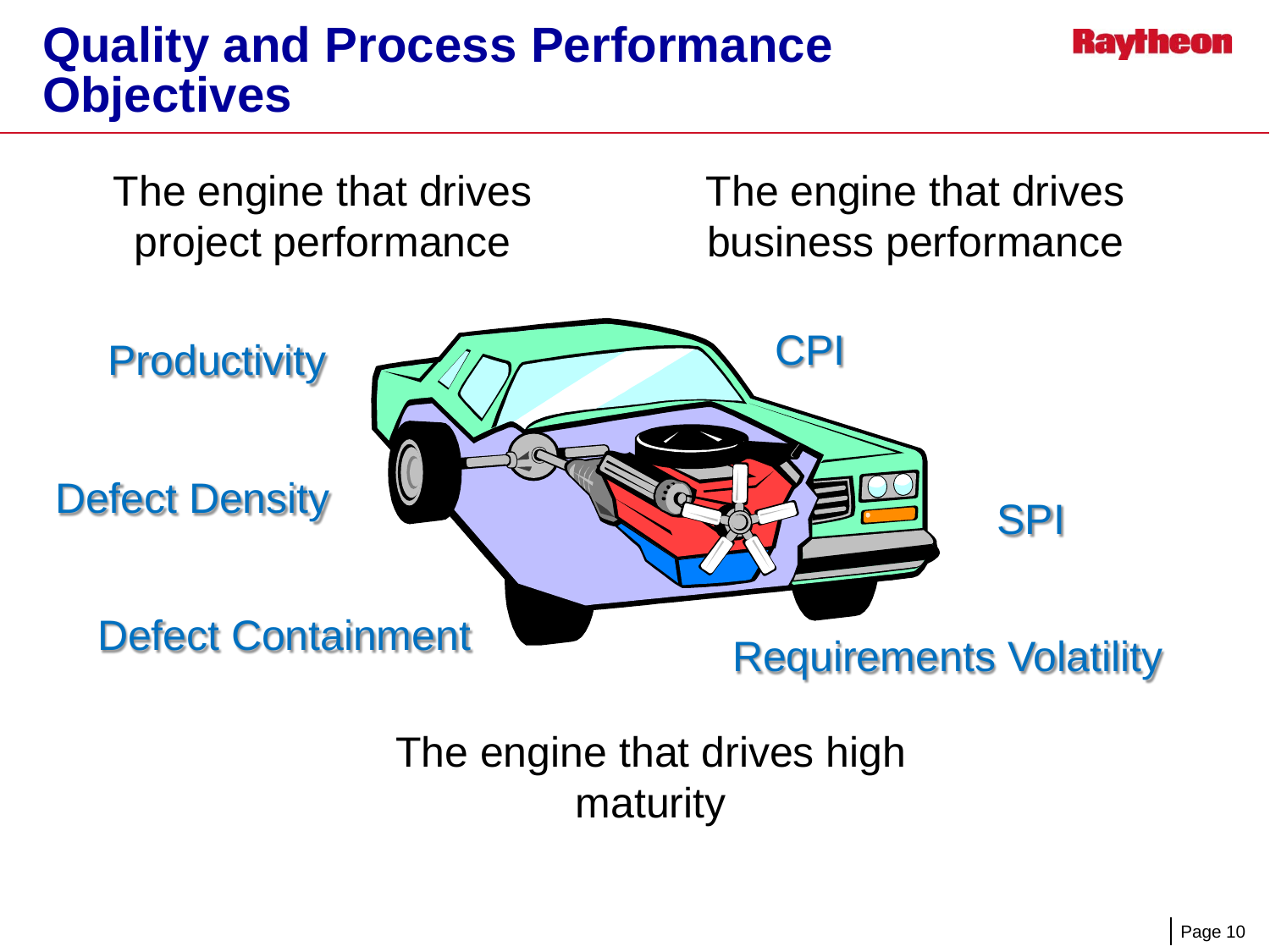# Quality and Process Performance Objectives

The engine that drives project performance

The engine that drives business performance

Productivity

Defect Density

Defect Containment

CPI

SPI

Requirements Volatility

The engine that drives high maturity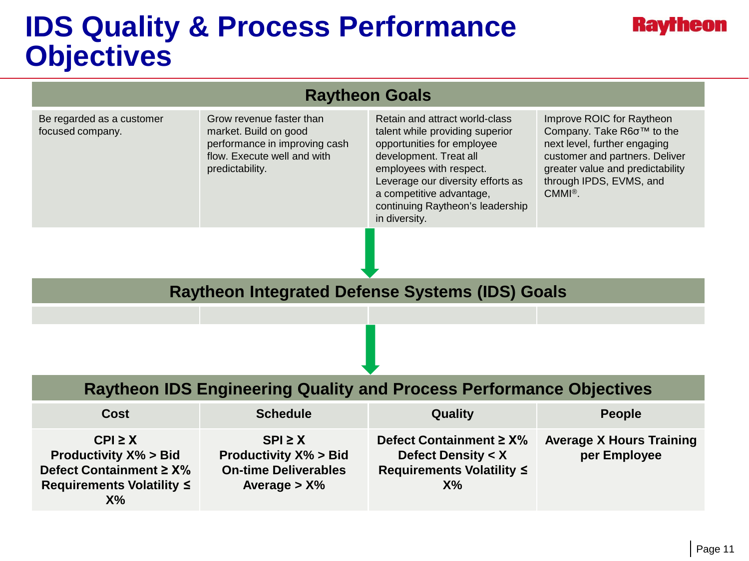# IDS Quality & Process Performance Objectives

| Raytheon Goals | | | |
|---|---|---|---|
| Be regarded as a customer focused company. | Grow revenue faster than market. Build on good performance in improving cash flow. Execute well and with predictability. | Retain and attract world-class talent while providing superior opportunities for employee development. Treat all employees with respect. Leverage our diversity efforts as a competitive advantage, continuing Raytheon's leadership in diversity. | Improve ROIC for Raytheon Company. Take R6σ™ to the next level, further engaging customer and partners. Deliver greater value and predictability through IPDS, EVMS, and CMMI®. |

| Raytheon Integrated Defense Systems (IDS) Goals | | | |
|---|---|---|---|
| | | | |

| Raytheon IDS Engineering Quality and Process Performance Objectives | | | |
|---|---|---|---|
| **Cost** | **Schedule** | **Quality** | **People** |
| **CPI ≥ X**<br>**Productivity X% > Bid**<br>**Defect Containment ≥ X%**<br>**Requirements Volatility ≤ X%** | **SPI ≥ X**<br>**Productivity X% > Bid**<br>**On-time Deliverables Average > X%** | **Defect Containment ≥ X%**<br>**Defect Density < X**<br>**Requirements Volatility ≤ X%** | **Average X Hours Training per Employee** |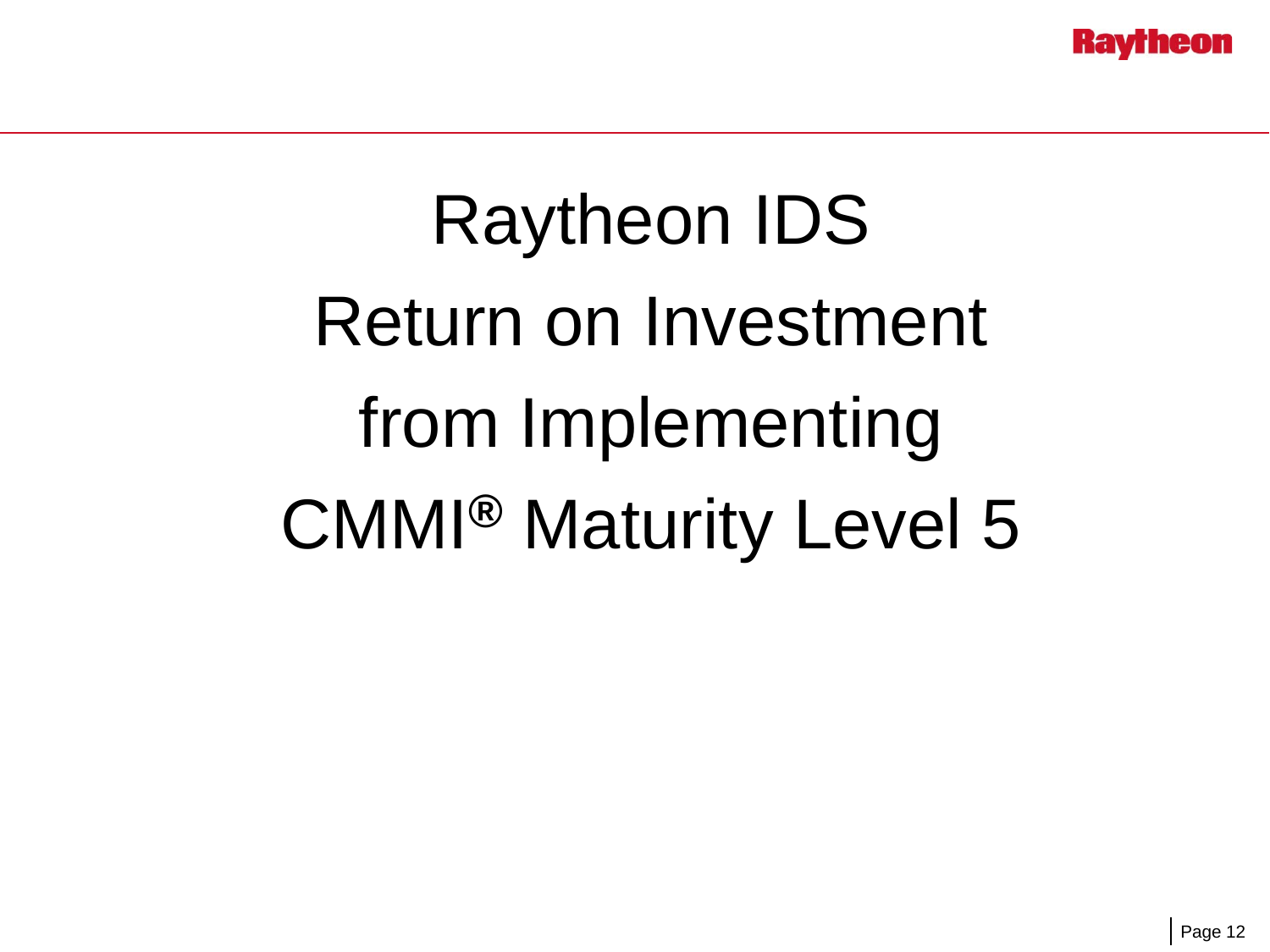# Raytheon IDS Return on Investment from Implementing CMMI® Maturity Level 5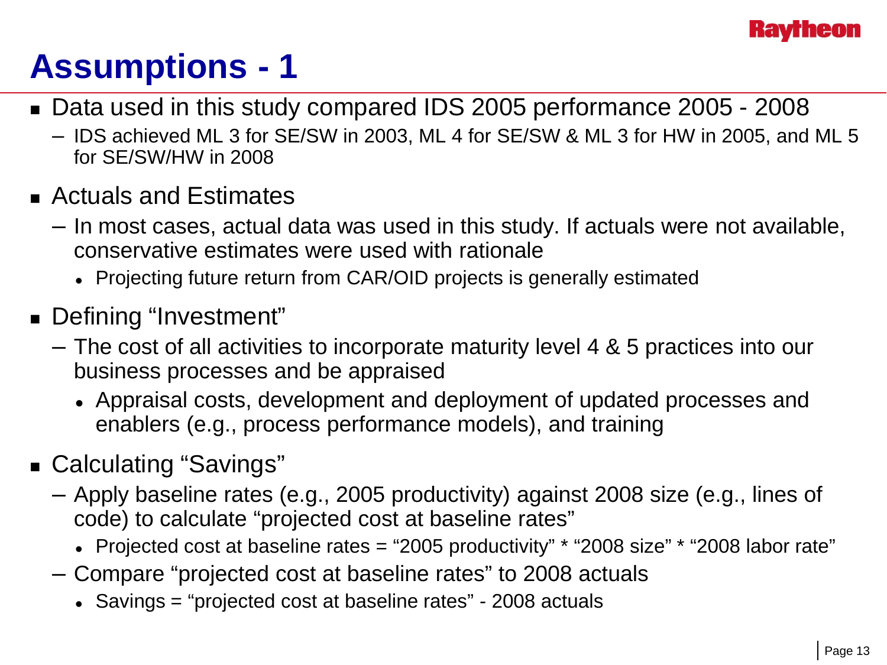# Assumptions - 1

- Data used in this study compared IDS 2005 performance 2005 - 2008
  - IDS achieved ML 3 for SE/SW in 2003, ML 4 for SE/SW & ML 3 for HW in 2005, and ML 5 for SE/SW/HW in 2008
- Actuals and Estimates
  - In most cases, actual data was used in this study. If actuals were not available, conservative estimates were used with rationale
    - Projecting future return from CAR/OID projects is generally estimated
- Defining "Investment"
  - The cost of all activities to incorporate maturity level 4 & 5 practices into our business processes and be appraised
    - Appraisal costs, development and deployment of updated processes and enablers (e.g., process performance models), and training
- Calculating "Savings"
  - Apply baseline rates (e.g., 2005 productivity) against 2008 size (e.g., lines of code) to calculate "projected cost at baseline rates"
    - Projected cost at baseline rates = "2005 productivity" * "2008 size" * "2008 labor rate"
  - Compare "projected cost at baseline rates" to 2008 actuals
    - Savings = "projected cost at baseline rates" - 2008 actuals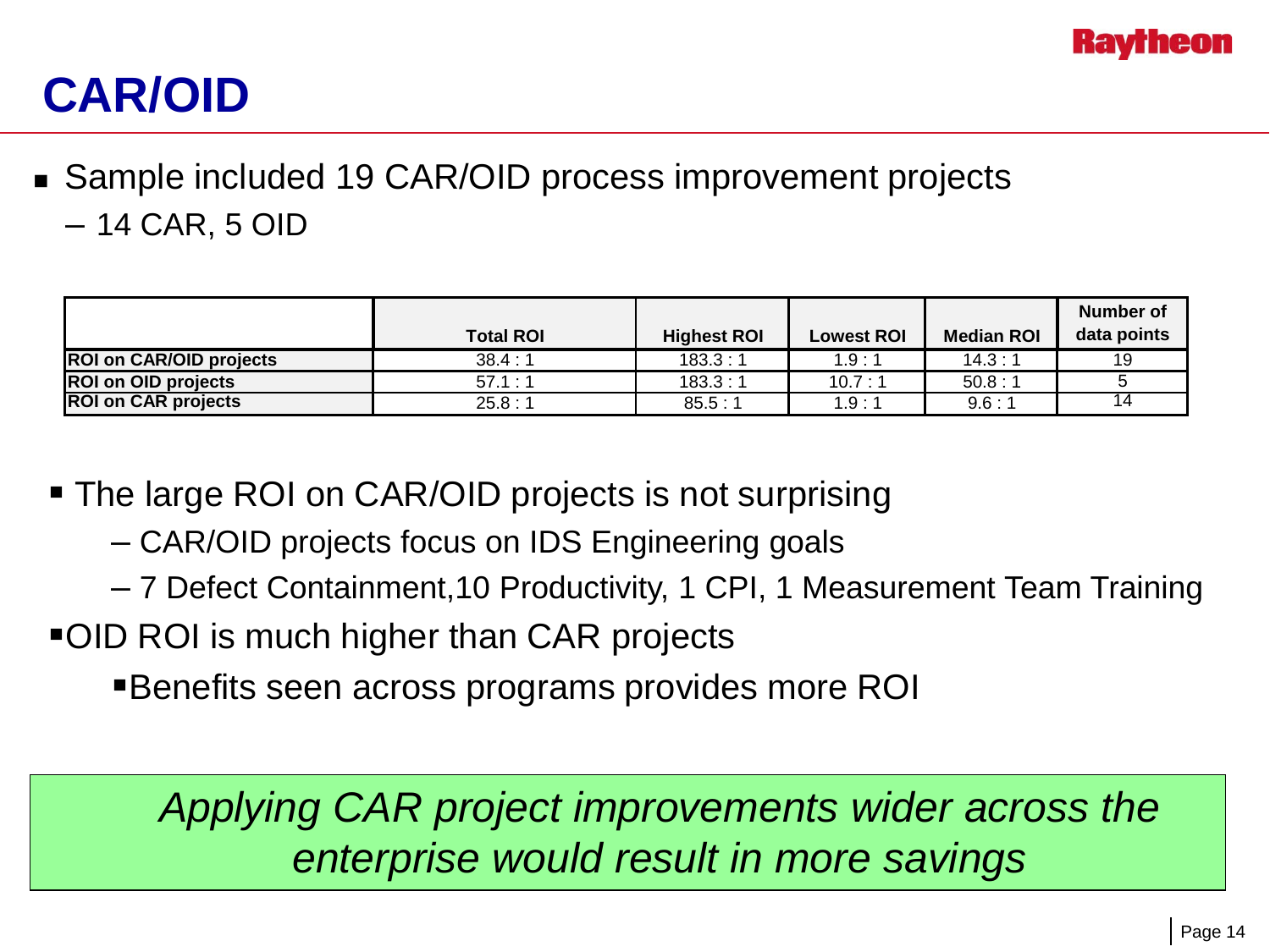# CAR/OID

- Sample included 19 CAR/OID process improvement projects
  - 14 CAR, 5 OID

| | Total ROI | Highest ROI | Lowest ROI | Median ROI | Number of data points |
|---|---|---|---|---|---|
| **ROI on CAR/OID projects** | 38.4 : 1 | 183.3 : 1 | 1.9 : 1 | 14.3 : 1 | 19 |
| **ROI on OID projects** | 57.1 : 1 | 183.3 : 1 | 10.7 : 1 | 50.8 : 1 | 5 |
| **ROI on CAR projects** | 25.8 : 1 | 85.5 : 1 | 1.9 : 1 | 9.6 : 1 | 14 |

- The large ROI on CAR/OID projects is not surprising
  - CAR/OID projects focus on IDS Engineering goals
  - 7 Defect Containment,10 Productivity, 1 CPI, 1 Measurement Team Training
- OID ROI is much higher than CAR projects
  - Benefits seen across programs provides more ROI

*Applying CAR project improvements wider across the enterprise would result in more savings*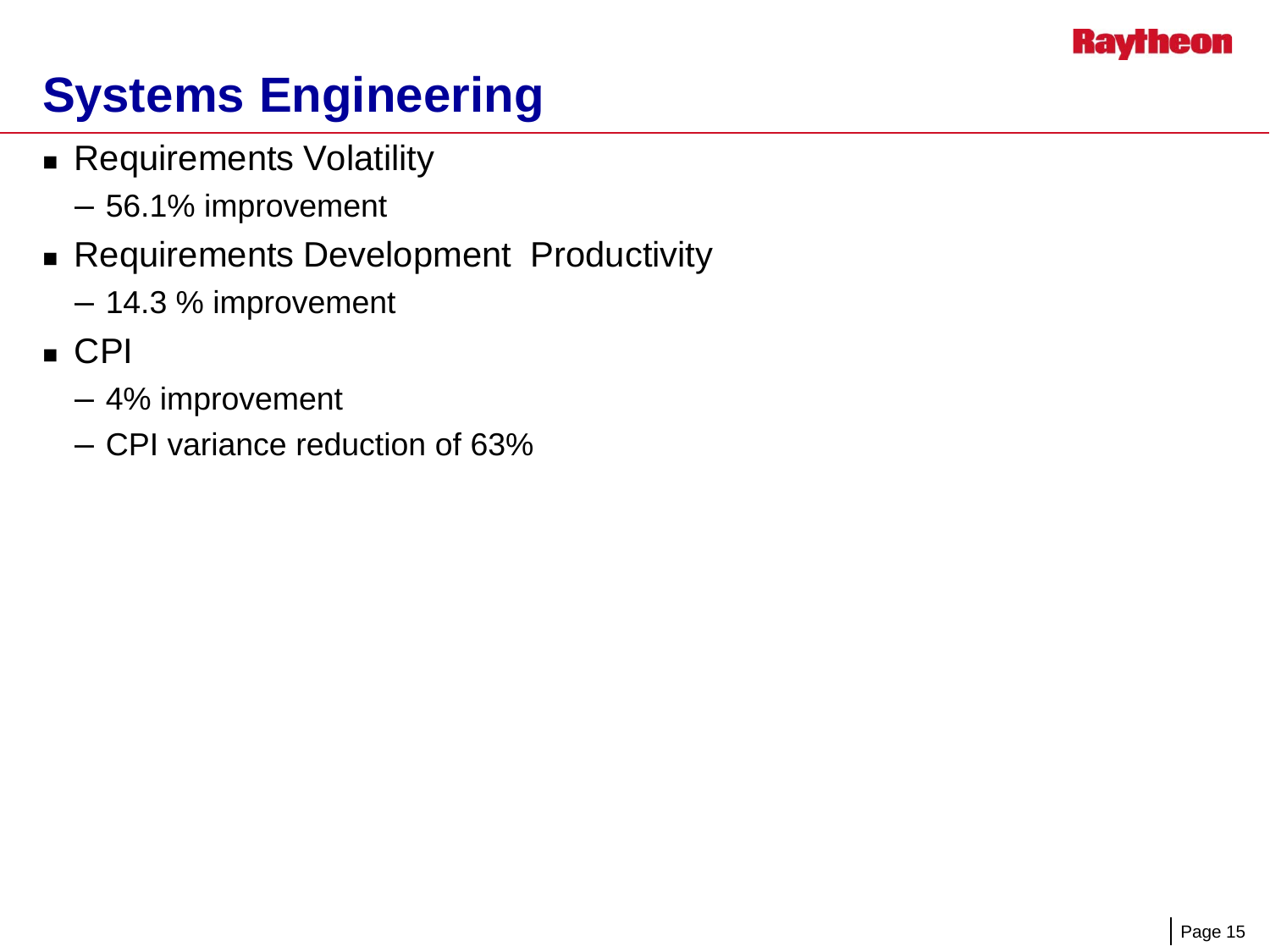# Systems Engineering

- Requirements Volatility
  - 56.1% improvement
- Requirements Development Productivity
  - 14.3 % improvement
- CPI
  - 4% improvement
  - CPI variance reduction of 63%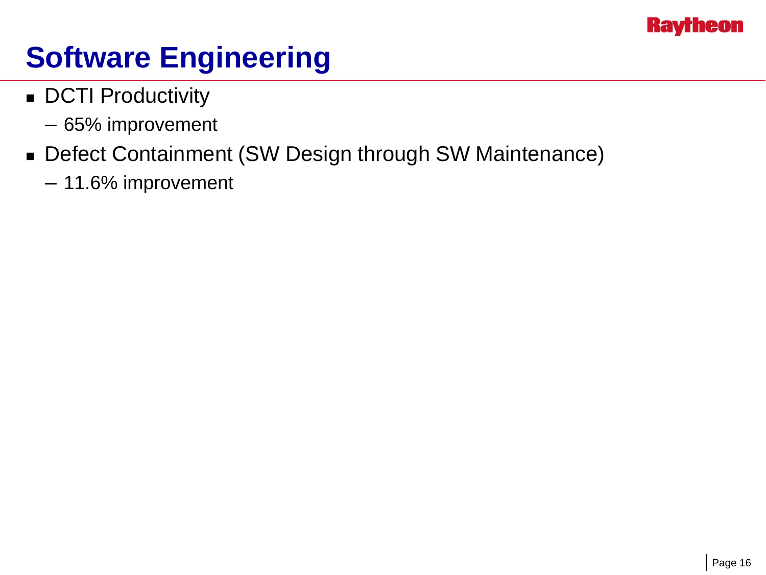# Software Engineering

- DCTI Productivity
  - 65% improvement
- Defect Containment (SW Design through SW Maintenance)
  - 11.6% improvement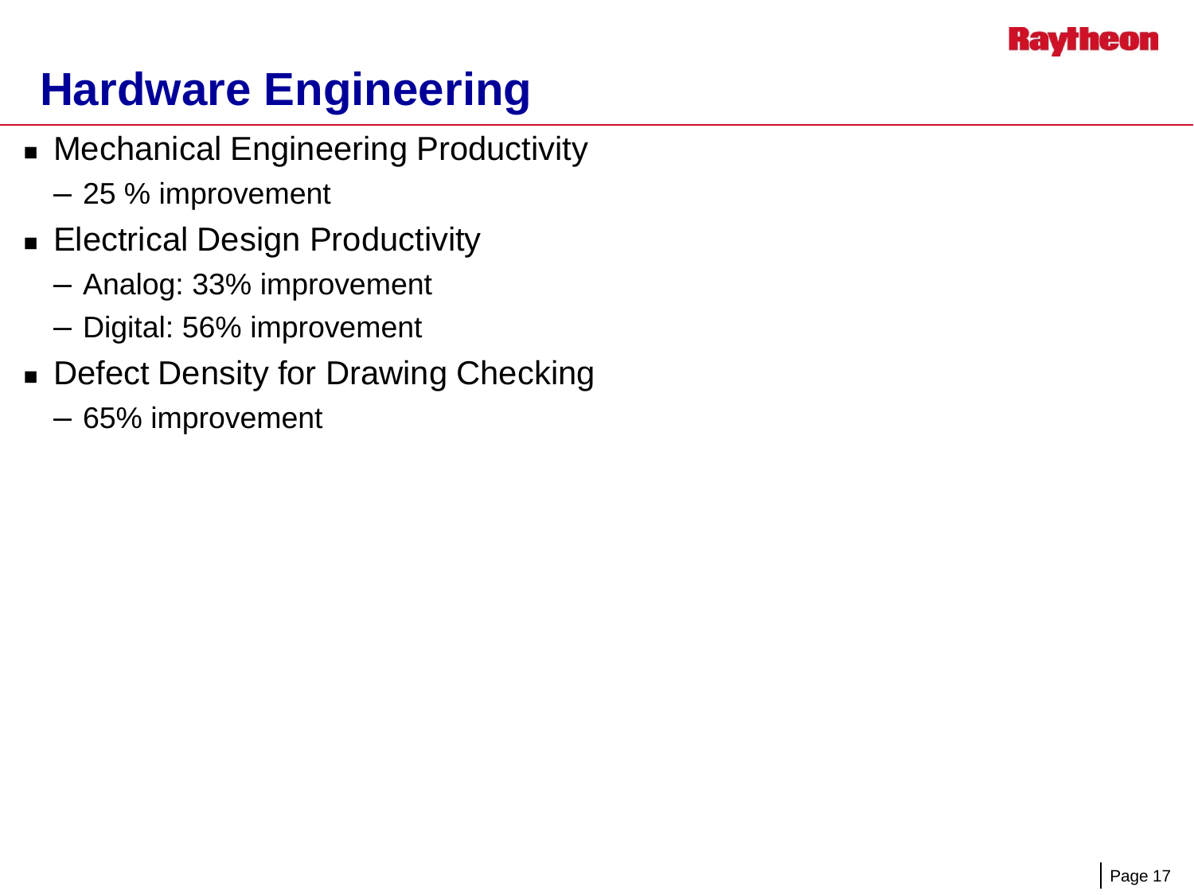# Hardware Engineering

- Mechanical Engineering Productivity
  - 25 % improvement
- Electrical Design Productivity
  - Analog: 33% improvement
  - Digital: 56% improvement
- Defect Density for Drawing Checking
  - 65% improvement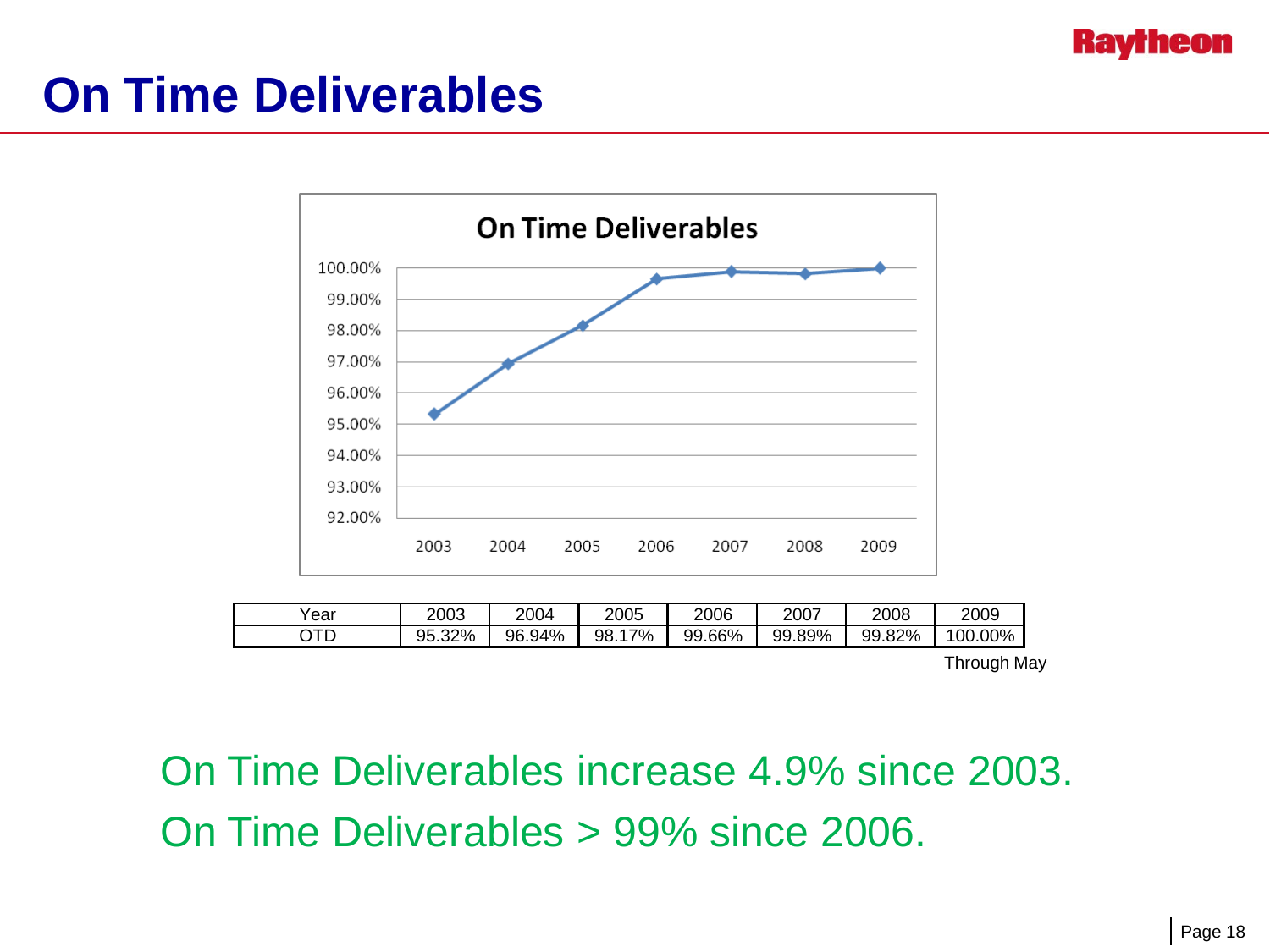# On Time Deliverables

| Year | 2003 | 2004 | 2005 | 2006 | 2007 | 2008 | 2009 |
|---|---|---|---|---|---|---|---|
| OTD | 95.32% | 96.94% | 98.17% | 99.66% | 99.89% | 99.82% | 100.00% |

Through May

On Time Deliverables increase 4.9% since 2003.

On Time Deliverables > 99% since 2006.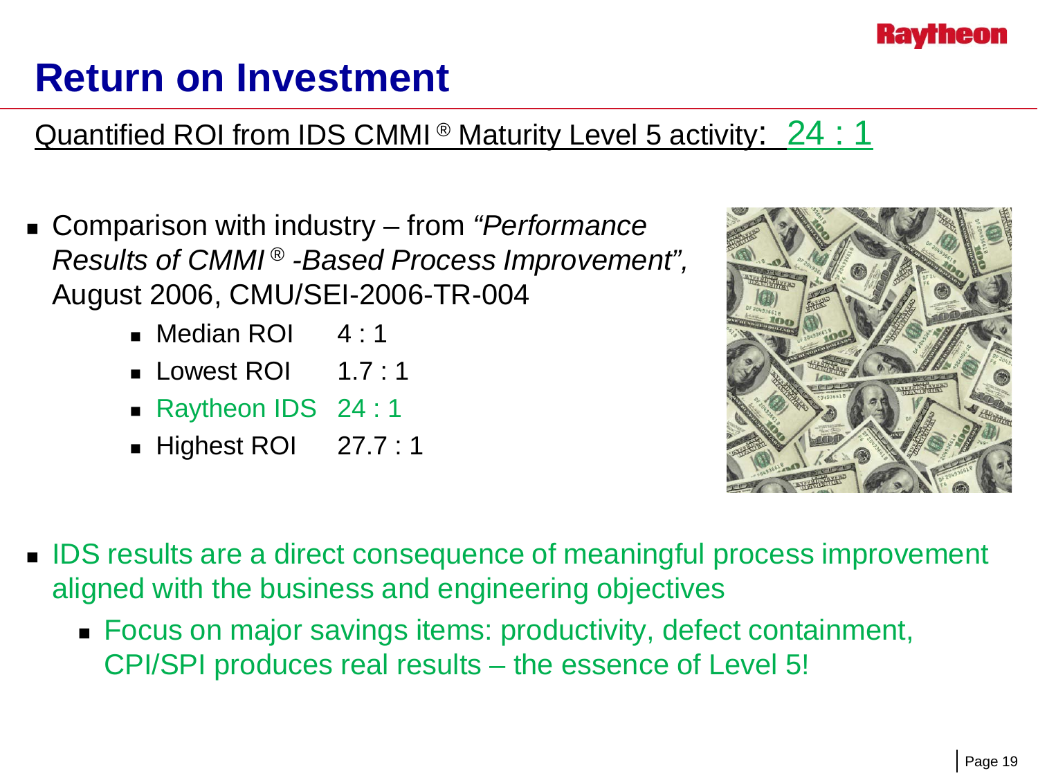# Return on Investment

Quantified ROI from IDS CMMI® Maturity Level 5 activity: 24 : 1

- Comparison with industry – from *"Performance Results of CMMI® -Based Process Improvement",* August 2006, CMU/SEI-2006-TR-004
  - Median ROI 4 : 1
  - Lowest ROI 1.7 : 1
  - Raytheon IDS 24 : 1
  - Highest ROI 27.7 : 1

- IDS results are a direct consequence of meaningful process improvement aligned with the business and engineering objectives
  - Focus on major savings items: productivity, defect containment, CPI/SPI produces real results – the essence of Level 5!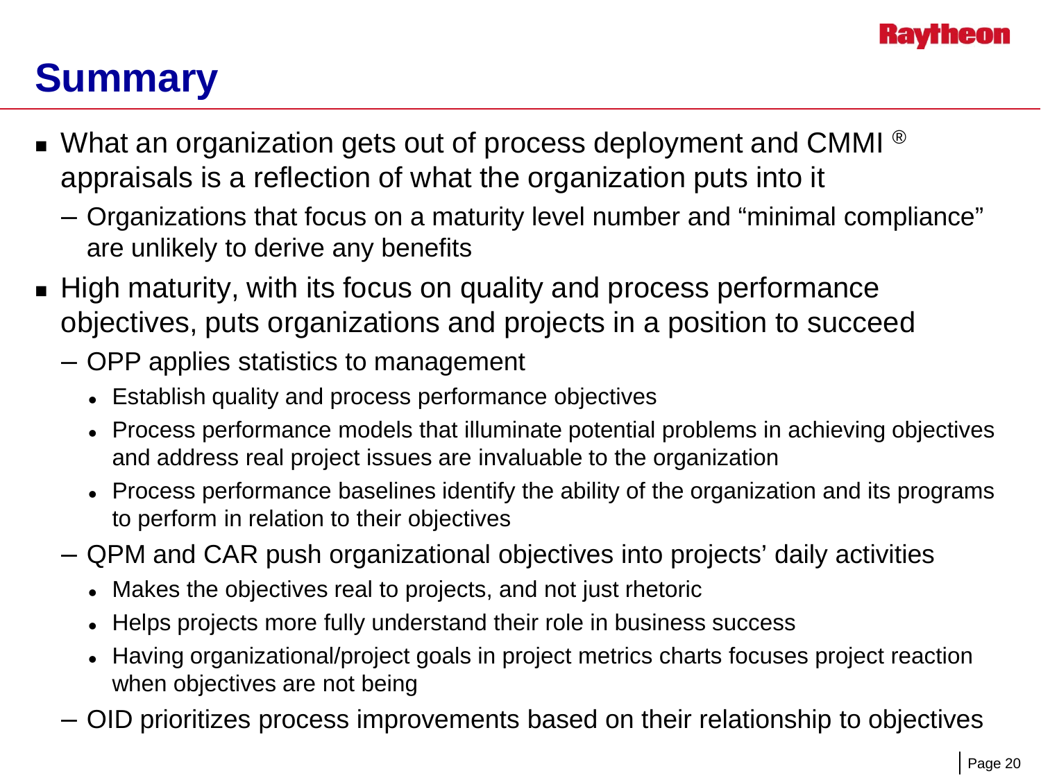# Summary

- What an organization gets out of process deployment and CMMI ® appraisals is a reflection of what the organization puts into it
  - Organizations that focus on a maturity level number and “minimal compliance” are unlikely to derive any benefits
- High maturity, with its focus on quality and process performance objectives, puts organizations and projects in a position to succeed
  - OPP applies statistics to management
    - Establish quality and process performance objectives
    - Process performance models that illuminate potential problems in achieving objectives and address real project issues are invaluable to the organization
    - Process performance baselines identify the ability of the organization and its programs to perform in relation to their objectives
  - QPM and CAR push organizational objectives into projects’ daily activities
    - Makes the objectives real to projects, and not just rhetoric
    - Helps projects more fully understand their role in business success
    - Having organizational/project goals in project metrics charts focuses project reaction when objectives are not being
  - OID prioritizes process improvements based on their relationship to objectives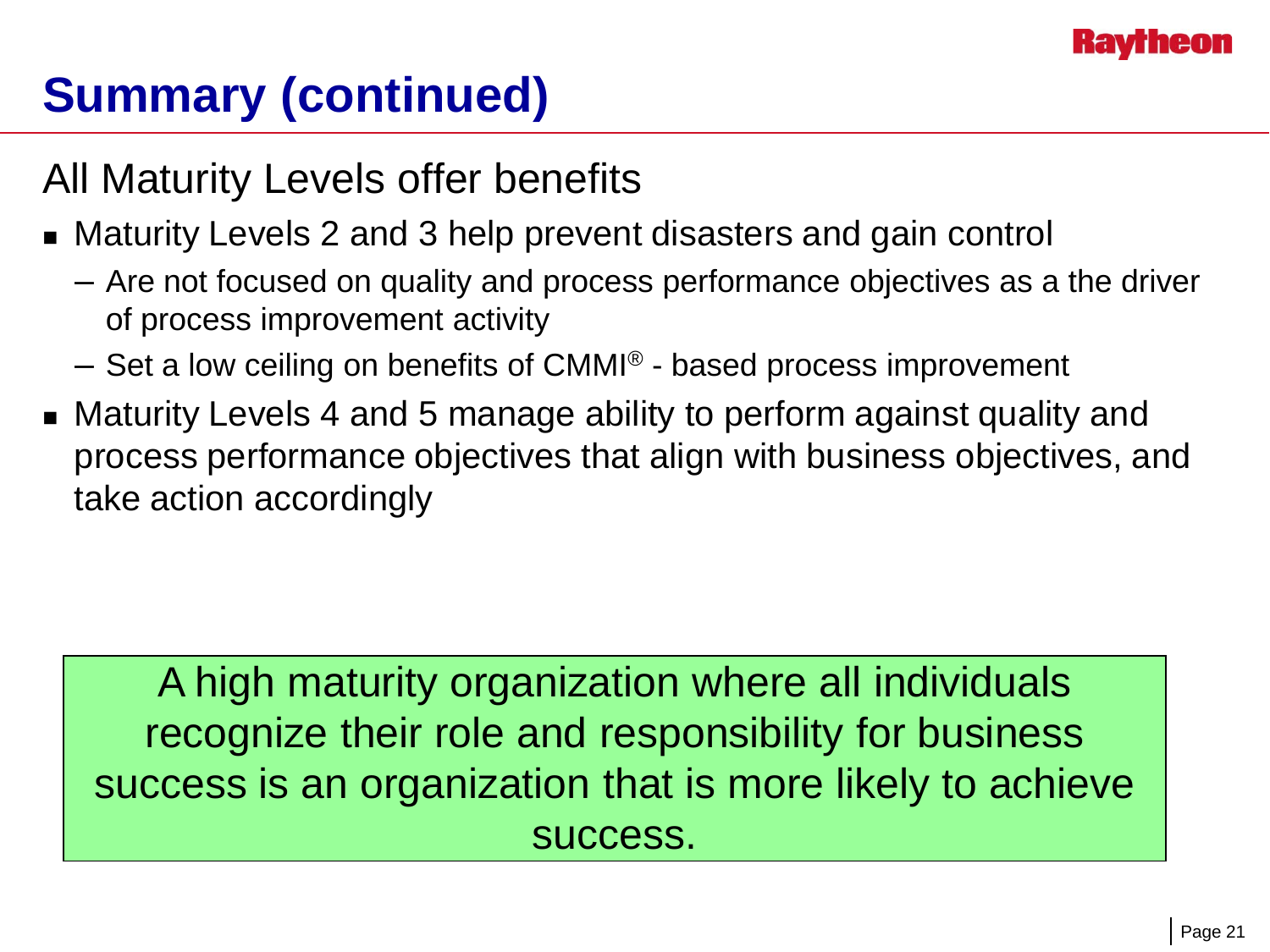# Summary (continued)

## All Maturity Levels offer benefits

- Maturity Levels 2 and 3 help prevent disasters and gain control
  - Are not focused on quality and process performance objectives as a the driver of process improvement activity
  - Set a low ceiling on benefits of CMMI® - based process improvement
- Maturity Levels 4 and 5 manage ability to perform against quality and process performance objectives that align with business objectives, and take action accordingly

> A high maturity organization where all individuals recognize their role and responsibility for business success is an organization that is more likely to achieve success.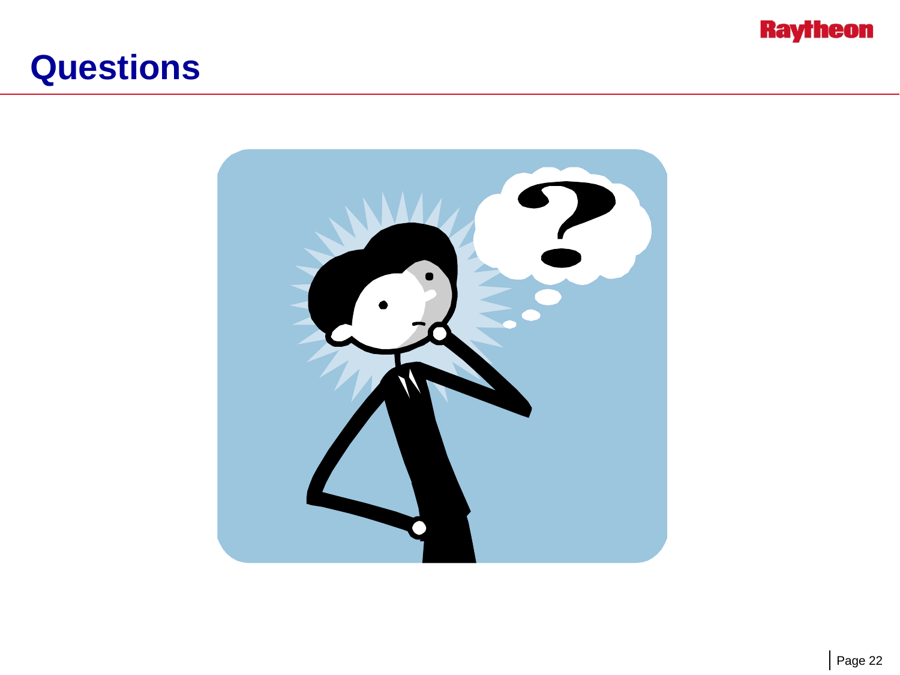# Questions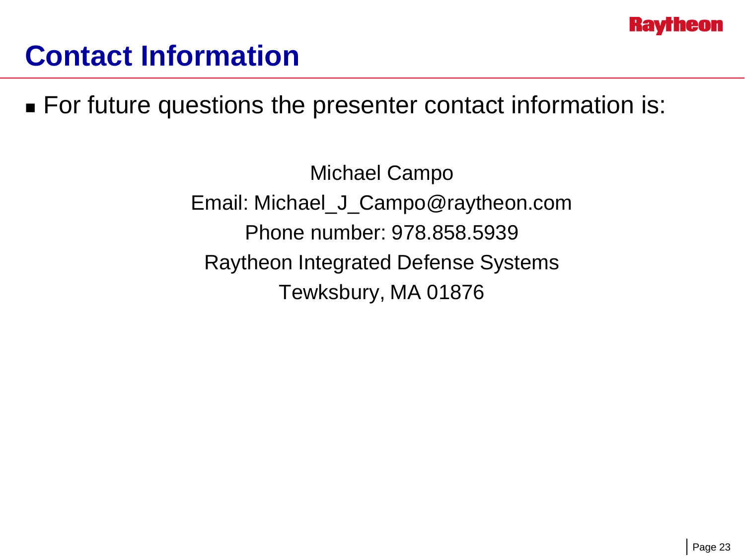# Contact Information

- For future questions the presenter contact information is:

Michael Campo

Email: Michael_J_Campo@raytheon.com

Phone number: 978.858.5939

Raytheon Integrated Defense Systems

Tewksbury, MA 01876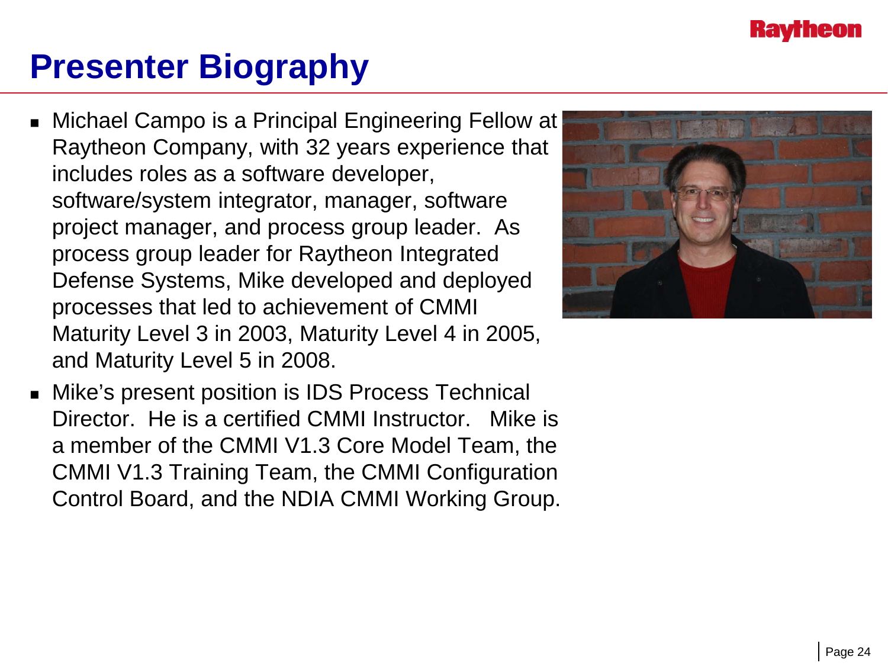# Presenter Biography

- Michael Campo is a Principal Engineering Fellow at Raytheon Company, with 32 years experience that includes roles as a software developer, software/system integrator, manager, software project manager, and process group leader. As process group leader for Raytheon Integrated Defense Systems, Mike developed and deployed processes that led to achievement of CMMI Maturity Level 3 in 2003, Maturity Level 4 in 2005, and Maturity Level 5 in 2008.
- Mike's present position is IDS Process Technical Director. He is a certified CMMI Instructor. Mike is a member of the CMMI V1.3 Core Model Team, the CMMI V1.3 Training Team, the CMMI Configuration Control Board, and the NDIA CMMI Working Group.